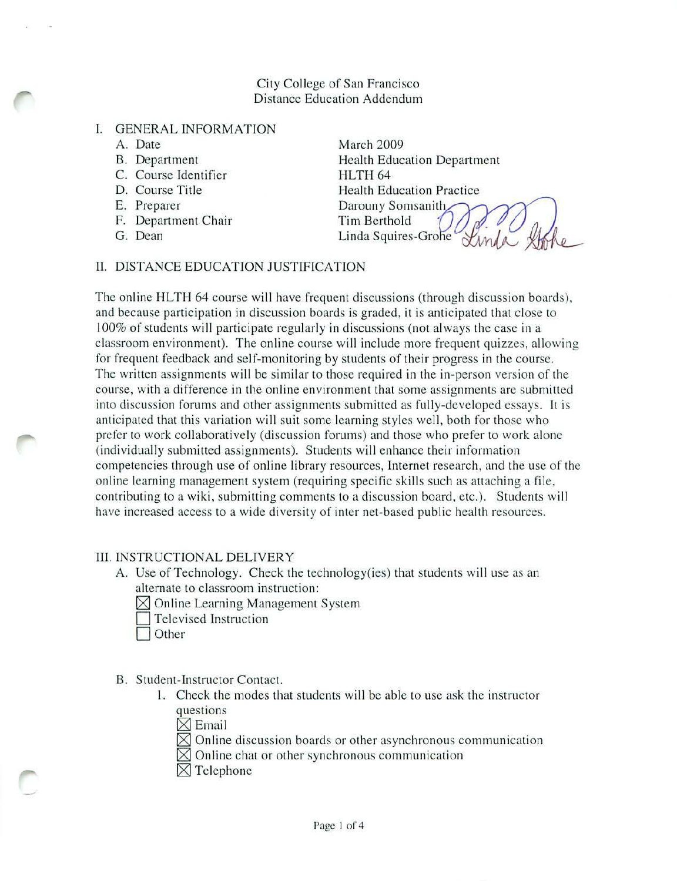City College of San Francisco
Distance Education Addendum

## I. GENERAL INFORMATION

A. Date — March 2009
B. Department — Health Education Department
C. Course Identifier — HLTH 64
D. Course Title — Health Education Practice
E. Preparer — Darouny Somsanith
F. Department Chair — Tim Berthold
G. Dean — Linda Squires-Grohe

## II. DISTANCE EDUCATION JUSTIFICATION

The online HLTH 64 course will have frequent discussions (through discussion boards), and because participation in discussion boards is graded, it is anticipated that close to 100% of students will participate regularly in discussions (not always the case in a classroom environment). The online course will include more frequent quizzes, allowing for frequent feedback and self-monitoring by students of their progress in the course. The written assignments will be similar to those required in the in-person version of the course, with a difference in the online environment that some assignments are submitted into discussion forums and other assignments submitted as fully-developed essays. It is anticipated that this variation will suit some learning styles well, both for those who prefer to work collaboratively (discussion forums) and those who prefer to work alone (individually submitted assignments). Students will enhance their information competencies through use of online library resources, Internet research, and the use of the online learning management system (requiring specific skills such as attaching a file, contributing to a wiki, submitting comments to a discussion board, etc.). Students will have increased access to a wide diversity of inter net-based public health resources.

## III. INSTRUCTIONAL DELIVERY

A. Use of Technology. Check the technology(ies) that students will use as an alternate to classroom instruction:

- [x] Online Learning Management System
- [ ] Televised Instruction
- [ ] Other

B. Student-Instructor Contact.

1. Check the modes that students will be able to use ask the instructor questions
   - [x] Email
   - [x] Online discussion boards or other asynchronous communication
   - [x] Online chat or other synchronous communication
   - [x] Telephone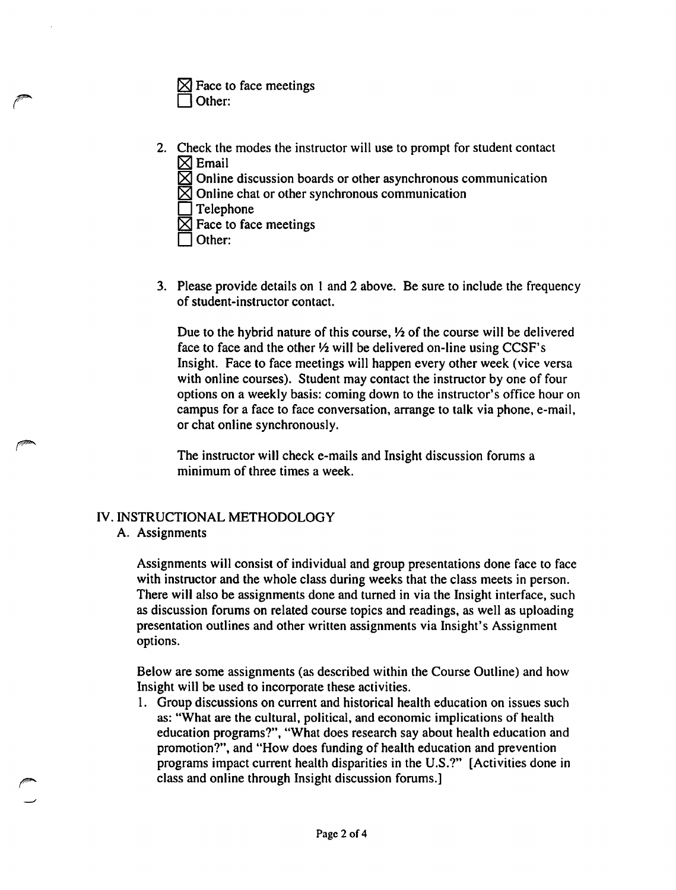- [x] Face to face meetings
- [ ] Other:

2. Check the modes the instructor will use to prompt for student contact
   - [x] Email
   - [x] Online discussion boards or other asynchronous communication
   - [x] Online chat or other synchronous communication
   - [ ] Telephone
   - [x] Face to face meetings
   - [ ] Other:

3. Please provide details on 1 and 2 above. Be sure to include the frequency of student-instructor contact.

   Due to the hybrid nature of this course, ½ of the course will be delivered face to face and the other ½ will be delivered on-line using CCSF's Insight. Face to face meetings will happen every other week (vice versa with online courses). Student may contact the instructor by one of four options on a weekly basis: coming down to the instructor's office hour on campus for a face to face conversation, arrange to talk via phone, e-mail, or chat online synchronously.

   The instructor will check e-mails and Insight discussion forums a minimum of three times a week.

## IV. INSTRUCTIONAL METHODOLOGY

### A. Assignments

Assignments will consist of individual and group presentations done face to face with instructor and the whole class during weeks that the class meets in person. There will also be assignments done and turned in via the Insight interface, such as discussion forums on related course topics and readings, as well as uploading presentation outlines and other written assignments via Insight's Assignment options.

Below are some assignments (as described within the Course Outline) and how Insight will be used to incorporate these activities.

1. Group discussions on current and historical health education on issues such as: "What are the cultural, political, and economic implications of health education programs?", "What does research say about health education and promotion?", and "How does funding of health education and prevention programs impact current health disparities in the U.S.?" [Activities done in class and online through Insight discussion forums.]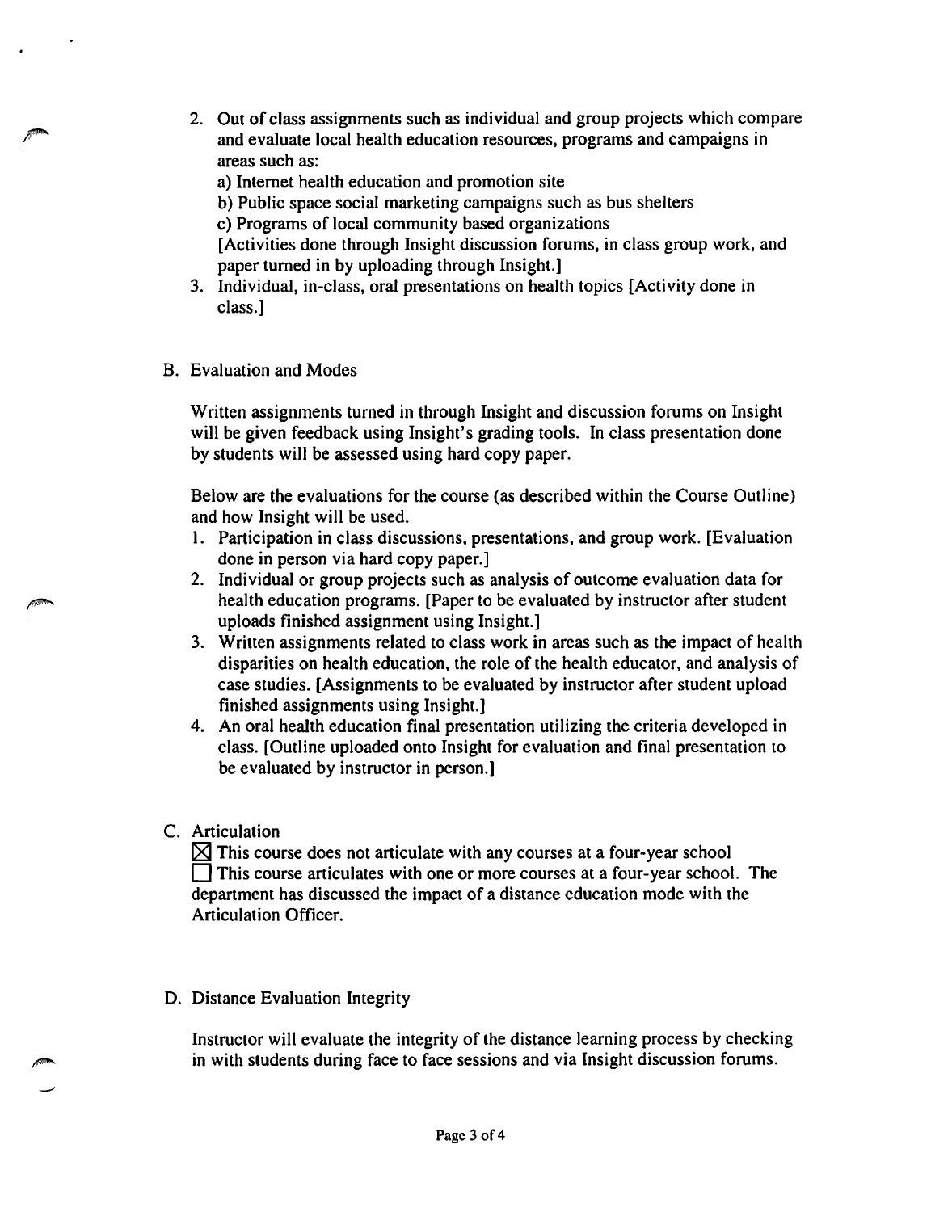2. Out of class assignments such as individual and group projects which compare and evaluate local health education resources, programs and campaigns in areas such as:
   a) Internet health education and promotion site
   b) Public space social marketing campaigns such as bus shelters
   c) Programs of local community based organizations
   [Activities done through Insight discussion forums, in class group work, and paper turned in by uploading through Insight.]
3. Individual, in-class, oral presentations on health topics [Activity done in class.]

B. Evaluation and Modes

Written assignments turned in through Insight and discussion forums on Insight will be given feedback using Insight's grading tools. In class presentation done by students will be assessed using hard copy paper.

Below are the evaluations for the course (as described within the Course Outline) and how Insight will be used.

1. Participation in class discussions, presentations, and group work. [Evaluation done in person via hard copy paper.]
2. Individual or group projects such as analysis of outcome evaluation data for health education programs. [Paper to be evaluated by instructor after student uploads finished assignment using Insight.]
3. Written assignments related to class work in areas such as the impact of health disparities on health education, the role of the health educator, and analysis of case studies. [Assignments to be evaluated by instructor after student upload finished assignments using Insight.]
4. An oral health education final presentation utilizing the criteria developed in class. [Outline uploaded onto Insight for evaluation and final presentation to be evaluated by instructor in person.]

C. Articulation

☒ This course does not articulate with any courses at a four-year school
☐ This course articulates with one or more courses at a four-year school. The department has discussed the impact of a distance education mode with the Articulation Officer.

D. Distance Evaluation Integrity

Instructor will evaluate the integrity of the distance learning process by checking in with students during face to face sessions and via Insight discussion forums.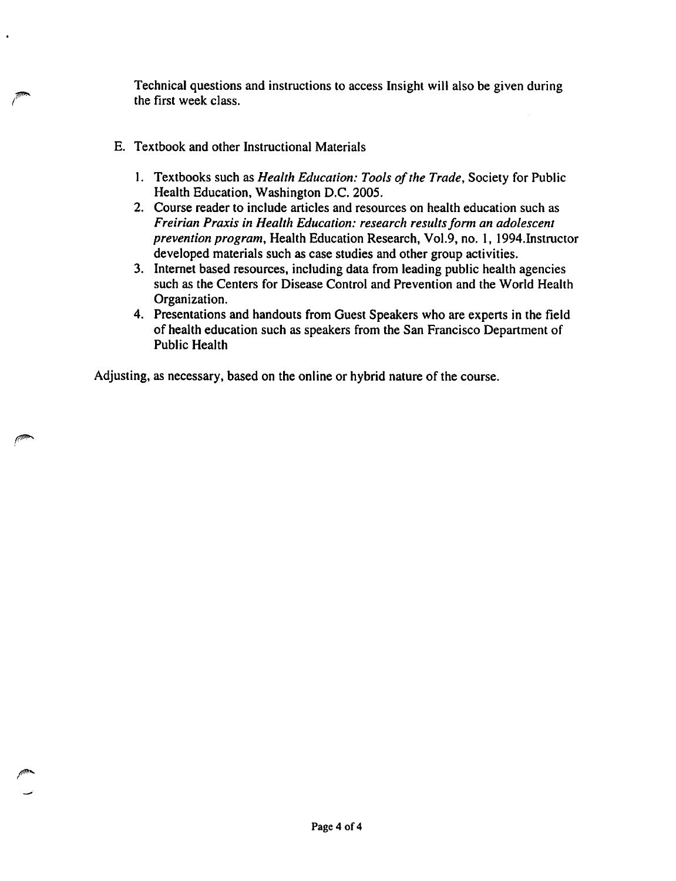Technical questions and instructions to access Insight will also be given during the first week class.

E. Textbook and other Instructional Materials

1. Textbooks such as *Health Education: Tools of the Trade*, Society for Public Health Education, Washington D.C. 2005.
2. Course reader to include articles and resources on health education such as *Freirian Praxis in Health Education: research results form an adolescent prevention program*, Health Education Research, Vol.9, no. 1, 1994.Instructor developed materials such as case studies and other group activities.
3. Internet based resources, including data from leading public health agencies such as the Centers for Disease Control and Prevention and the World Health Organization.
4. Presentations and handouts from Guest Speakers who are experts in the field of health education such as speakers from the San Francisco Department of Public Health

Adjusting, as necessary, based on the online or hybrid nature of the course.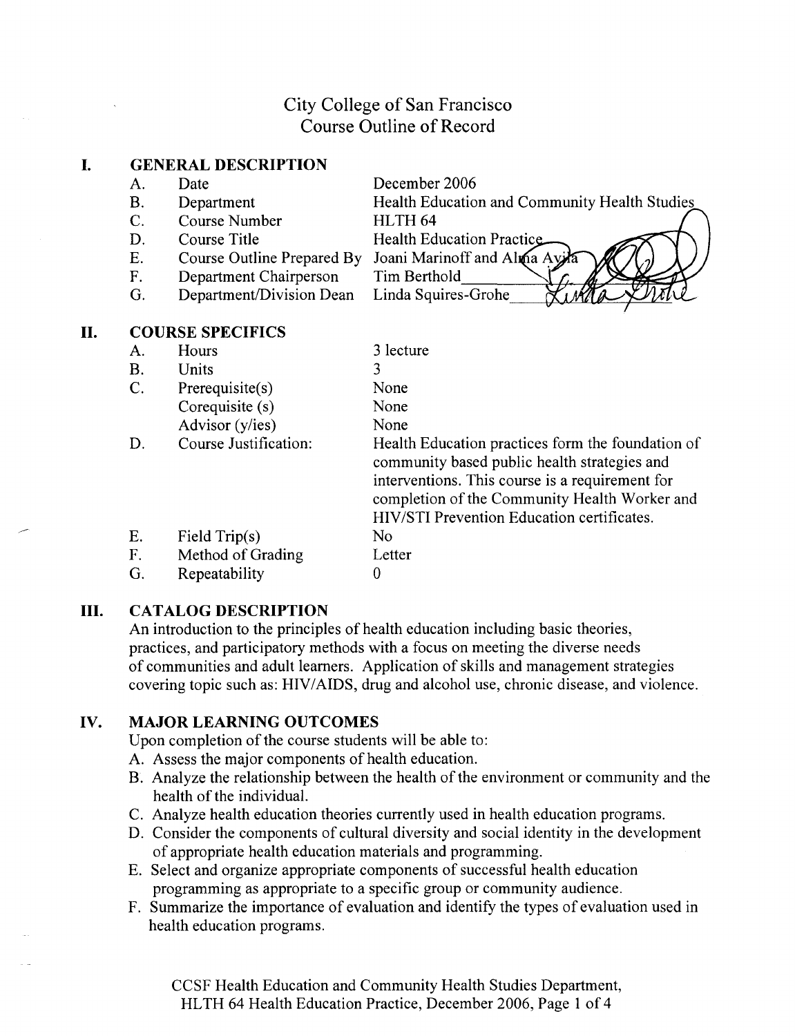# City College of San Francisco
## Course Outline of Record

## I. GENERAL DESCRIPTION

| | | |
|---|---|---|
| A. | Date | December 2006 |
| B. | Department | Health Education and Community Health Studies |
| C. | Course Number | HLTH 64 |
| D. | Course Title | Health Education Practice |
| E. | Course Outline Prepared By | Joani Marinoff and Alma Avila |
| F. | Department Chairperson | Tim Berthold |
| G. | Department/Division Dean | Linda Squires-Grohe |

## II. COURSE SPECIFICS

| | | |
|---|---|---|
| A. | Hours | 3 lecture |
| B. | Units | 3 |
| C. | Prerequisite(s) | None |
| | Corequisite (s) | None |
| | Advisor (y/ies) | None |
| D. | Course Justification: | Health Education practices form the foundation of community based public health strategies and interventions. This course is a requirement for completion of the Community Health Worker and HIV/STI Prevention Education certificates. |
| E. | Field Trip(s) | No |
| F. | Method of Grading | Letter |
| G. | Repeatability | 0 |

## III. CATALOG DESCRIPTION

An introduction to the principles of health education including basic theories, practices, and participatory methods with a focus on meeting the diverse needs of communities and adult learners. Application of skills and management strategies covering topic such as: HIV/AIDS, drug and alcohol use, chronic disease, and violence.

## IV. MAJOR LEARNING OUTCOMES

Upon completion of the course students will be able to:

A. Assess the major components of health education.

B. Analyze the relationship between the health of the environment or community and the health of the individual.

C. Analyze health education theories currently used in health education programs.

D. Consider the components of cultural diversity and social identity in the development of appropriate health education materials and programming.

E. Select and organize appropriate components of successful health education programming as appropriate to a specific group or community audience.

F. Summarize the importance of evaluation and identify the types of evaluation used in health education programs.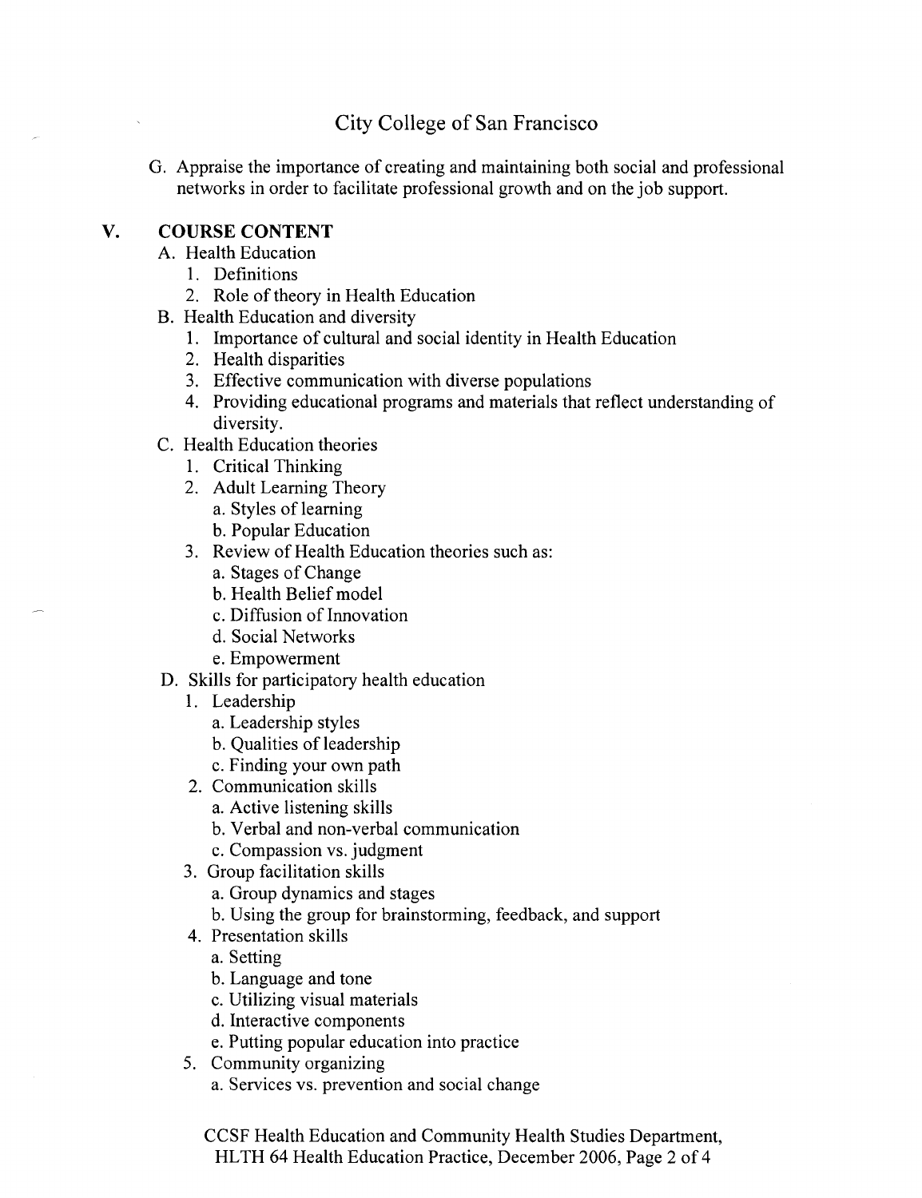G. Appraise the importance of creating and maintaining both social and professional networks in order to facilitate professional growth and on the job support.

## V. COURSE CONTENT

A. Health Education
   1. Definitions
   2. Role of theory in Health Education

B. Health Education and diversity
   1. Importance of cultural and social identity in Health Education
   2. Health disparities
   3. Effective communication with diverse populations
   4. Providing educational programs and materials that reflect understanding of diversity.

C. Health Education theories
   1. Critical Thinking
   2. Adult Learning Theory
      a. Styles of learning
      b. Popular Education
   3. Review of Health Education theories such as:
      a. Stages of Change
      b. Health Belief model
      c. Diffusion of Innovation
      d. Social Networks
      e. Empowerment

D. Skills for participatory health education
   1. Leadership
      a. Leadership styles
      b. Qualities of leadership
      c. Finding your own path
   2. Communication skills
      a. Active listening skills
      b. Verbal and non-verbal communication
      c. Compassion vs. judgment
   3. Group facilitation skills
      a. Group dynamics and stages
      b. Using the group for brainstorming, feedback, and support
   4. Presentation skills
      a. Setting
      b. Language and tone
      c. Utilizing visual materials
      d. Interactive components
      e. Putting popular education into practice
   5. Community organizing
      a. Services vs. prevention and social change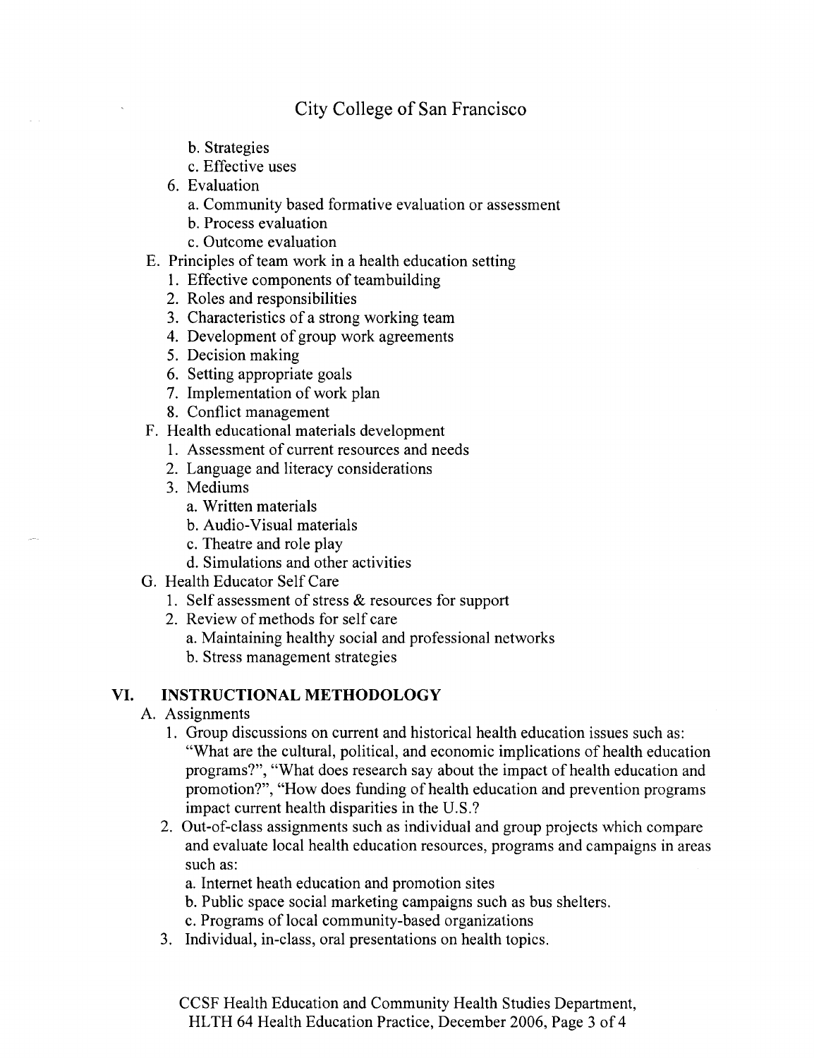b. Strategies
   c. Effective uses
6. Evaluation
   a. Community based formative evaluation or assessment
   b. Process evaluation
   c. Outcome evaluation

E. Principles of team work in a health education setting
   1. Effective components of teambuilding
   2. Roles and responsibilities
   3. Characteristics of a strong working team
   4. Development of group work agreements
   5. Decision making
   6. Setting appropriate goals
   7. Implementation of work plan
   8. Conflict management

F. Health educational materials development
   1. Assessment of current resources and needs
   2. Language and literacy considerations
   3. Mediums
      a. Written materials
      b. Audio-Visual materials
      c. Theatre and role play
      d. Simulations and other activities

G. Health Educator Self Care
   1. Self assessment of stress & resources for support
   2. Review of methods for self care
      a. Maintaining healthy social and professional networks
      b. Stress management strategies

## VI. INSTRUCTIONAL METHODOLOGY

A. Assignments
   1. Group discussions on current and historical health education issues such as: "What are the cultural, political, and economic implications of health education programs?", "What does research say about the impact of health education and promotion?", "How does funding of health education and prevention programs impact current health disparities in the U.S.?
   2. Out-of-class assignments such as individual and group projects which compare and evaluate local health education resources, programs and campaigns in areas such as:
      a. Internet heath education and promotion sites
      b. Public space social marketing campaigns such as bus shelters.
      c. Programs of local community-based organizations
   3. Individual, in-class, oral presentations on health topics.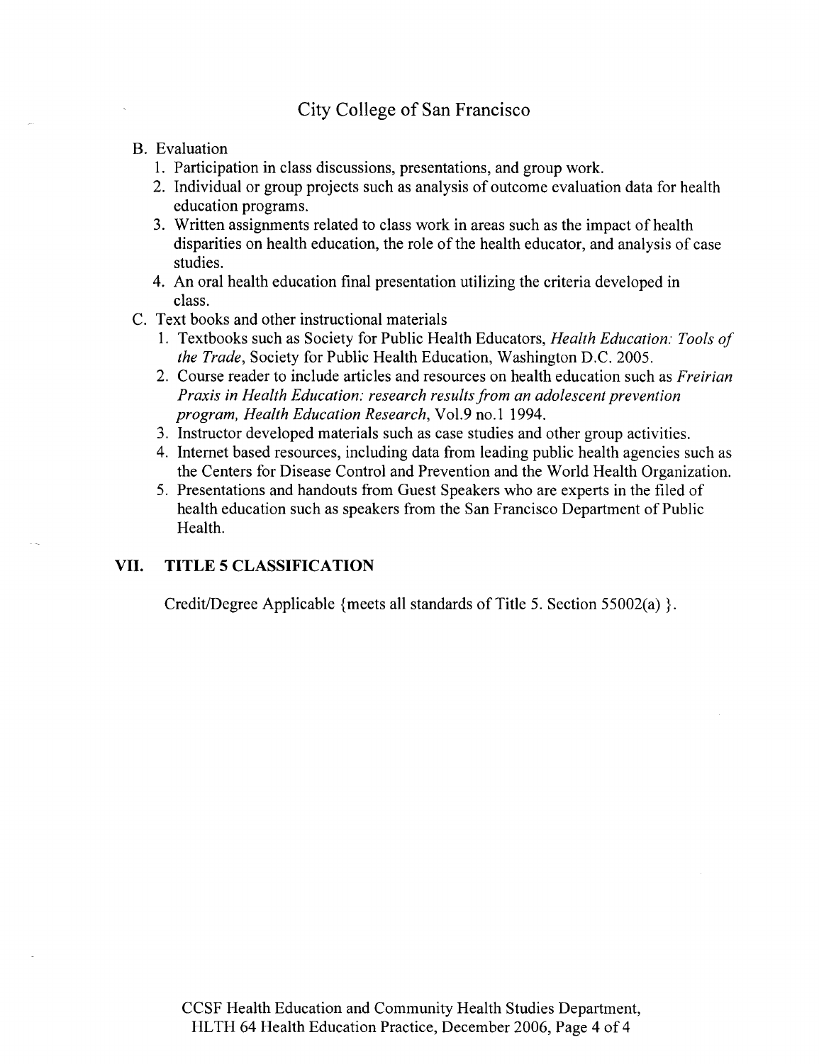B. Evaluation

1. Participation in class discussions, presentations, and group work.
2. Individual or group projects such as analysis of outcome evaluation data for health education programs.
3. Written assignments related to class work in areas such as the impact of health disparities on health education, the role of the health educator, and analysis of case studies.
4. An oral health education final presentation utilizing the criteria developed in class.

C. Text books and other instructional materials

1. Textbooks such as Society for Public Health Educators, *Health Education: Tools of the Trade*, Society for Public Health Education, Washington D.C. 2005.
2. Course reader to include articles and resources on health education such as *Freirian Praxis in Health Education: research results from an adolescent prevention program, Health Education Research*, Vol.9 no.1 1994.
3. Instructor developed materials such as case studies and other group activities.
4. Internet based resources, including data from leading public health agencies such as the Centers for Disease Control and Prevention and the World Health Organization.
5. Presentations and handouts from Guest Speakers who are experts in the filed of health education such as speakers from the San Francisco Department of Public Health.

## VII. TITLE 5 CLASSIFICATION

Credit/Degree Applicable {meets all standards of Title 5. Section 55002(a) }.